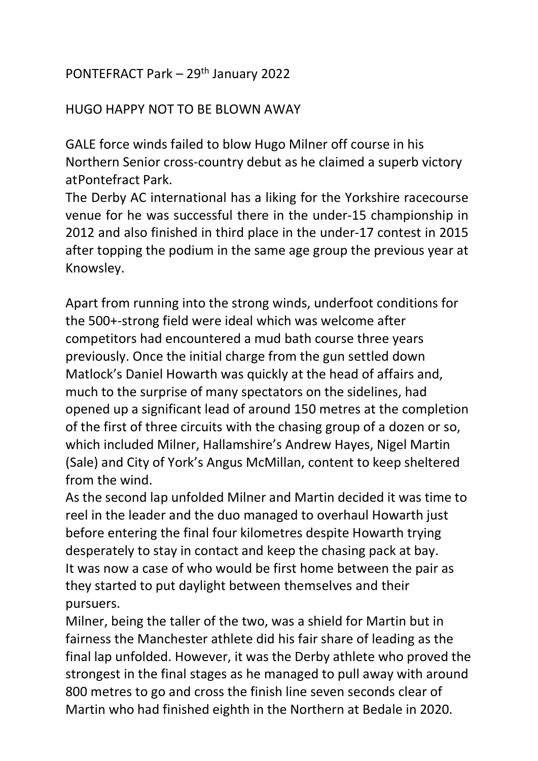PONTEFRACT Park – 29th January 2022

HUGO HAPPY NOT TO BE BLOWN AWAY

GALE force winds failed to blow Hugo Milner off course in his Northern Senior cross-country debut as he claimed a superb victory atPontefract Park.

The Derby AC international has a liking for the Yorkshire racecourse venue for he was successful there in the under-15 championship in 2012 and also finished in third place in the under-17 contest in 2015 after topping the podium in the same age group the previous year at Knowsley.

Apart from running into the strong winds, underfoot conditions for the 500+-strong field were ideal which was welcome after competitors had encountered a mud bath course three years previously. Once the initial charge from the gun settled down Matlock's Daniel Howarth was quickly at the head of affairs and, much to the surprise of many spectators on the sidelines, had opened up a significant lead of around 150 metres at the completion of the first of three circuits with the chasing group of a dozen or so, which included Milner, Hallamshire's Andrew Hayes, Nigel Martin (Sale) and City of York's Angus McMillan, content to keep sheltered from the wind.

As the second lap unfolded Milner and Martin decided it was time to reel in the leader and the duo managed to overhaul Howarth just before entering the final four kilometres despite Howarth trying desperately to stay in contact and keep the chasing pack at bay.

It was now a case of who would be first home between the pair as they started to put daylight between themselves and their pursuers.

Milner, being the taller of the two, was a shield for Martin but in fairness the Manchester athlete did his fair share of leading as the final lap unfolded. However, it was the Derby athlete who proved the strongest in the final stages as he managed to pull away with around 800 metres to go and cross the finish line seven seconds clear of Martin who had finished eighth in the Northern at Bedale in 2020.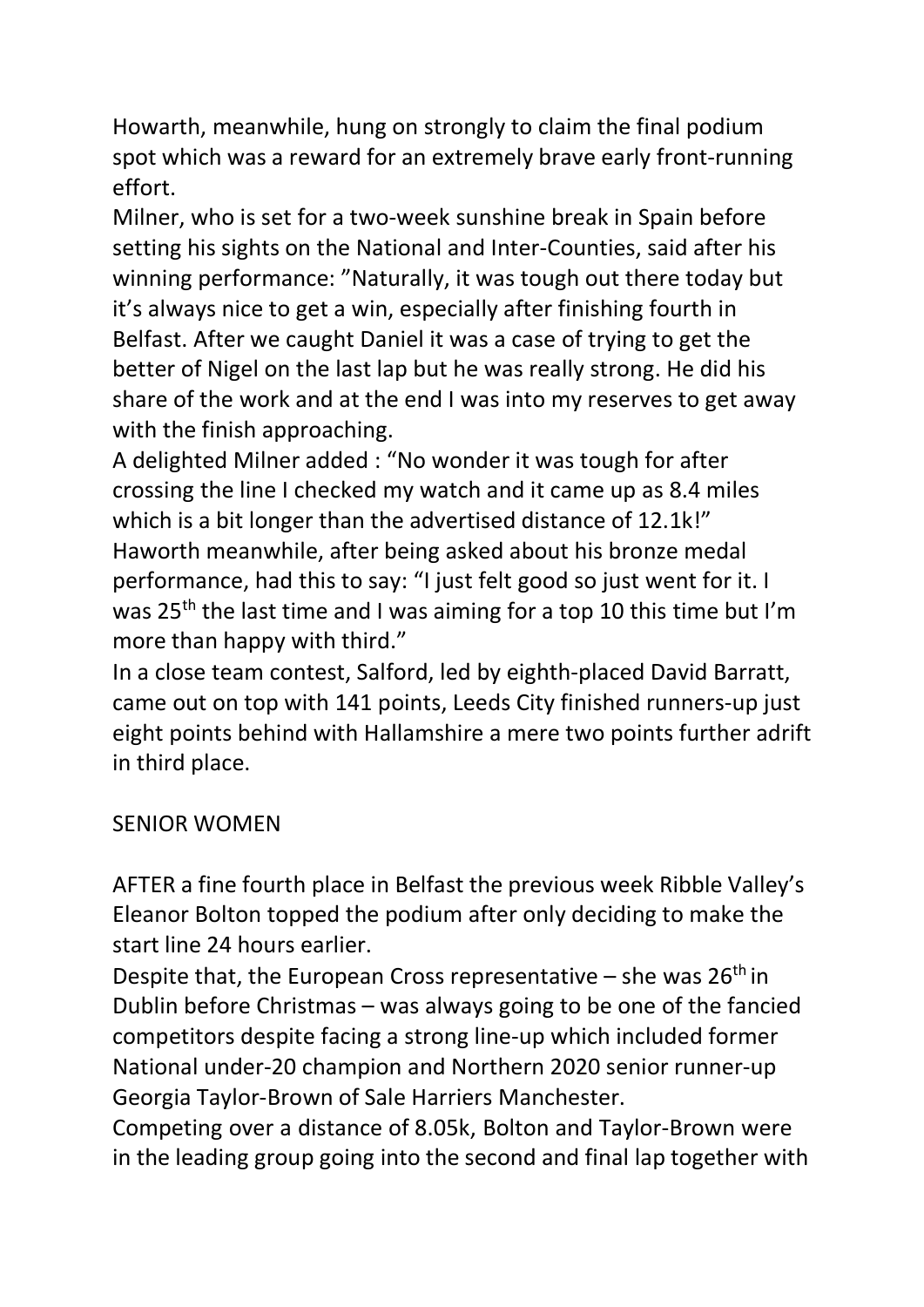Howarth, meanwhile, hung on strongly to claim the final podium spot which was a reward for an extremely brave early front-running effort.

Milner, who is set for a two-week sunshine break in Spain before setting his sights on the National and Inter-Counties, said after his winning performance: "Naturally, it was tough out there today but it's always nice to get a win, especially after finishing fourth in Belfast. After we caught Daniel it was a case of trying to get the better of Nigel on the last lap but he was really strong. He did his share of the work and at the end I was into my reserves to get away with the finish approaching.

A delighted Milner added : "No wonder it was tough for after crossing the line I checked my watch and it came up as 8.4 miles which is a bit longer than the advertised distance of 12.1k!"

Haworth meanwhile, after being asked about his bronze medal performance, had this to say: "I just felt good so just went for it. I was 25th the last time and I was aiming for a top 10 this time but I'm more than happy with third."

In a close team contest, Salford, led by eighth-placed David Barratt, came out on top with 141 points, Leeds City finished runners-up just eight points behind with Hallamshire a mere two points further adrift in third place.

## SENIOR WOMEN

AFTER a fine fourth place in Belfast the previous week Ribble Valley's Eleanor Bolton topped the podium after only deciding to make the start line 24 hours earlier.

Despite that, the European Cross representative – she was 26th in Dublin before Christmas – was always going to be one of the fancied competitors despite facing a strong line-up which included former National under-20 champion and Northern 2020 senior runner-up Georgia Taylor-Brown of Sale Harriers Manchester.

Competing over a distance of 8.05k, Bolton and Taylor-Brown were in the leading group going into the second and final lap together with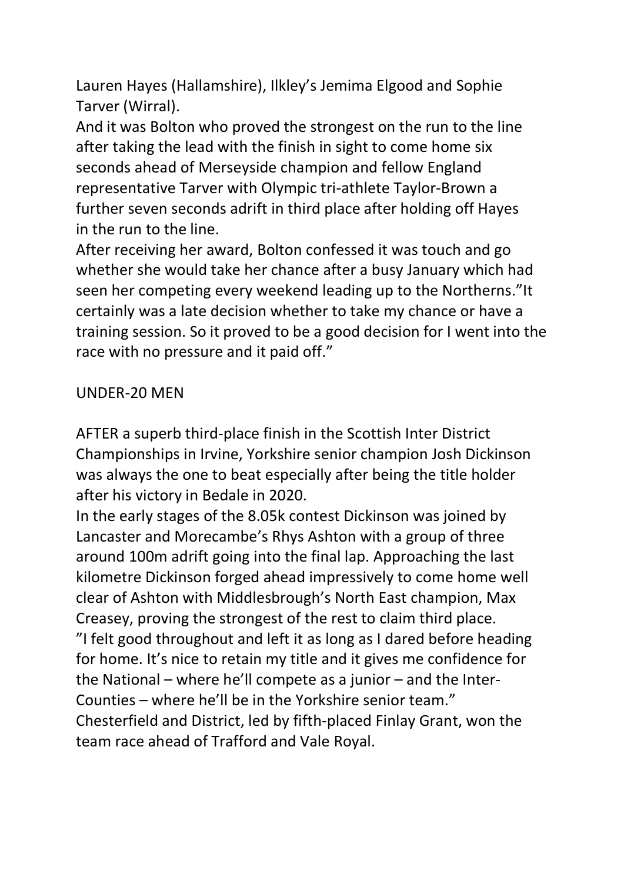Lauren Hayes (Hallamshire), Ilkley's Jemima Elgood and Sophie Tarver (Wirral).

And it was Bolton who proved the strongest on the run to the line after taking the lead with the finish in sight to come home six seconds ahead of Merseyside champion and fellow England representative Tarver with Olympic tri-athlete Taylor-Brown a further seven seconds adrift in third place after holding off Hayes in the run to the line.

After receiving her award, Bolton confessed it was touch and go whether she would take her chance after a busy January which had seen her competing every weekend leading up to the Northerns."It certainly was a late decision whether to take my chance or have a training session. So it proved to be a good decision for I went into the race with no pressure and it paid off."

## UNDER-20 MEN

AFTER a superb third-place finish in the Scottish Inter District Championships in Irvine, Yorkshire senior champion Josh Dickinson was always the one to beat especially after being the title holder after his victory in Bedale in 2020.

In the early stages of the 8.05k contest Dickinson was joined by Lancaster and Morecambe's Rhys Ashton with a group of three around 100m adrift going into the final lap. Approaching the last kilometre Dickinson forged ahead impressively to come home well clear of Ashton with Middlesbrough's North East champion, Max Creasey, proving the strongest of the rest to claim third place.

"I felt good throughout and left it as long as I dared before heading for home. It's nice to retain my title and it gives me confidence for the National – where he'll compete as a junior – and the Inter-Counties – where he'll be in the Yorkshire senior team."

Chesterfield and District, led by fifth-placed Finlay Grant, won the team race ahead of Trafford and Vale Royal.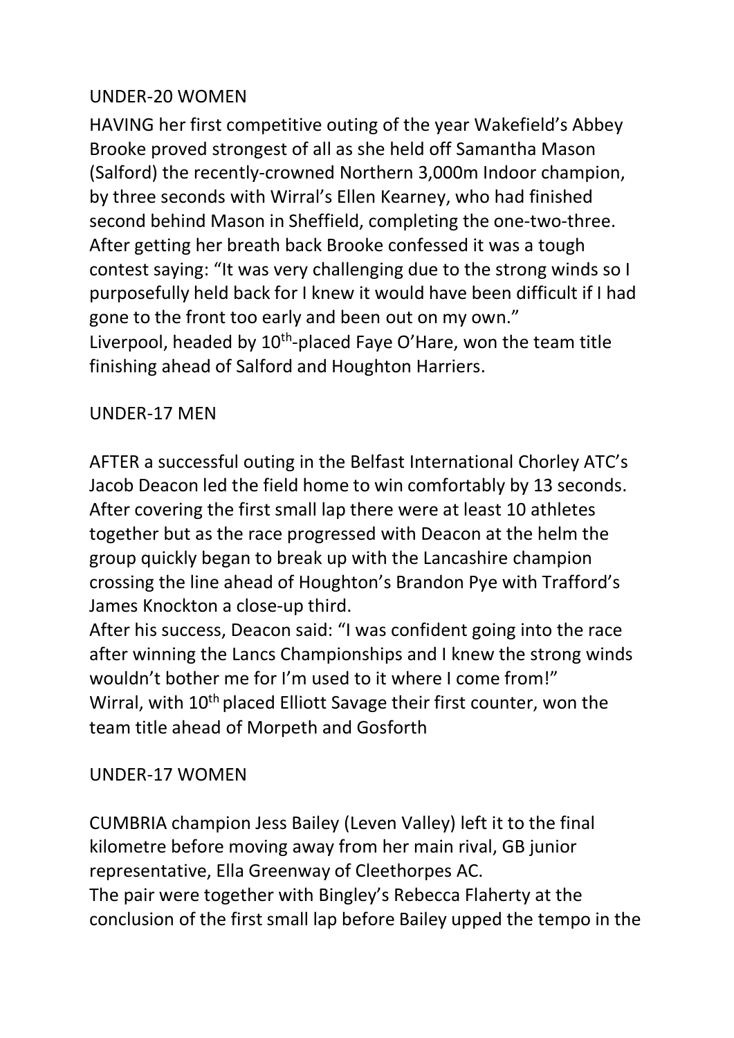## UNDER-20 WOMEN

HAVING her first competitive outing of the year Wakefield's Abbey Brooke proved strongest of all as she held off Samantha Mason (Salford) the recently-crowned Northern 3,000m Indoor champion, by three seconds with Wirral's Ellen Kearney, who had finished second behind Mason in Sheffield, completing the one-two-three.

After getting her breath back Brooke confessed it was a tough contest saying: "It was very challenging due to the strong winds so I purposefully held back for I knew it would have been difficult if I had gone to the front too early and been out on my own."

Liverpool, headed by 10th-placed Faye O'Hare, won the team title finishing ahead of Salford and Houghton Harriers.

## UNDER-17 MEN

AFTER a successful outing in the Belfast International Chorley ATC's Jacob Deacon led the field home to win comfortably by 13 seconds. After covering the first small lap there were at least 10 athletes together but as the race progressed with Deacon at the helm the group quickly began to break up with the Lancashire champion crossing the line ahead of Houghton's Brandon Pye with Trafford's James Knockton a close-up third.

After his success, Deacon said: "I was confident going into the race after winning the Lancs Championships and I knew the strong winds wouldn't bother me for I'm used to it where I come from!"

Wirral, with 10th placed Elliott Savage their first counter, won the team title ahead of Morpeth and Gosforth

## UNDER-17 WOMEN

CUMBRIA champion Jess Bailey (Leven Valley) left it to the final kilometre before moving away from her main rival, GB junior representative, Ella Greenway of Cleethorpes AC.

The pair were together with Bingley's Rebecca Flaherty at the conclusion of the first small lap before Bailey upped the tempo in the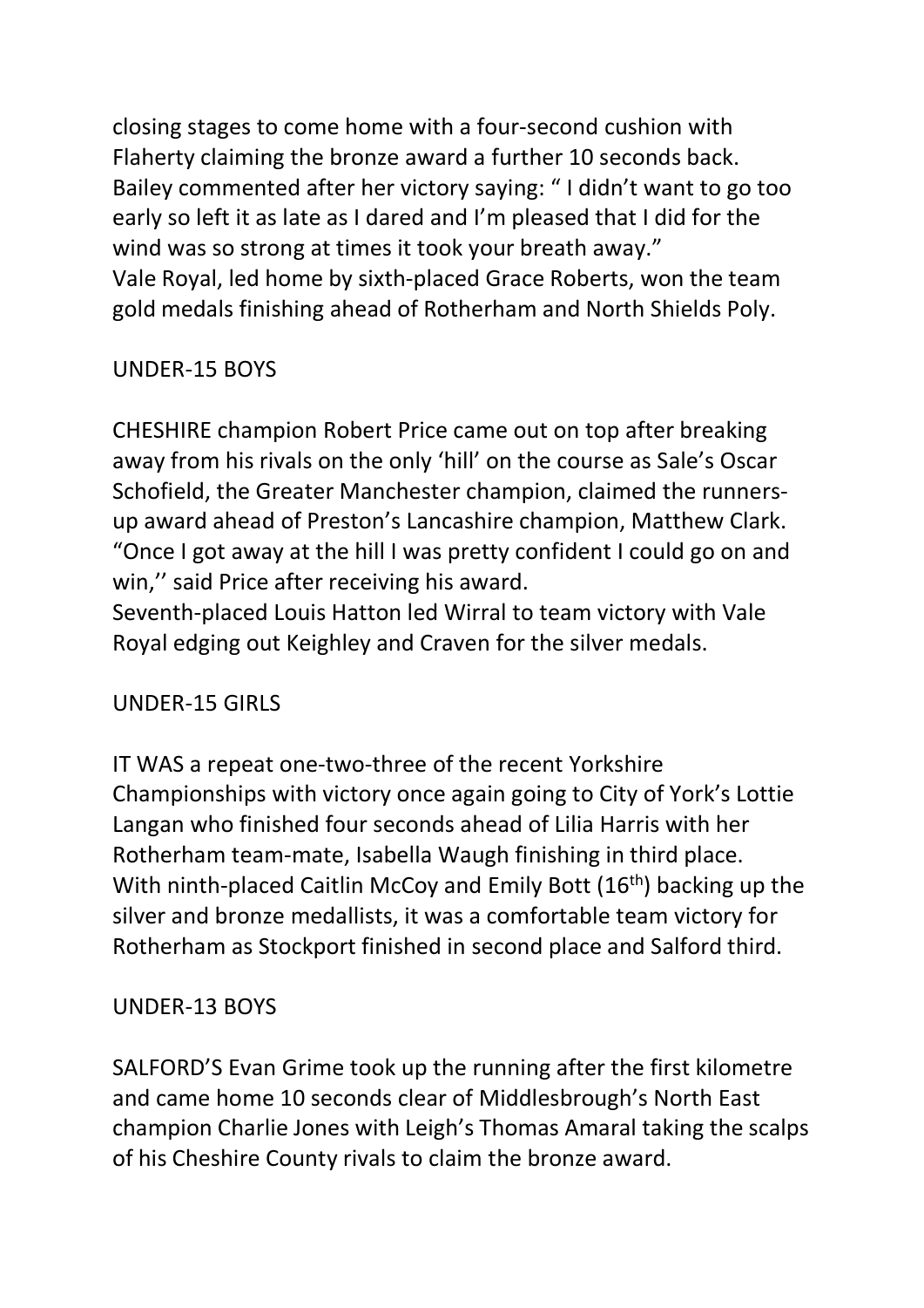closing stages to come home with a four-second cushion with Flaherty claiming the bronze award a further 10 seconds back. Bailey commented after her victory saying: " I didn't want to go too early so left it as late as I dared and I'm pleased that I did for the wind was so strong at times it took your breath away."
Vale Royal, led home by sixth-placed Grace Roberts, won the team gold medals finishing ahead of Rotherham and North Shields Poly.

## UNDER-15 BOYS

CHESHIRE champion Robert Price came out on top after breaking away from his rivals on the only 'hill' on the course as Sale's Oscar Schofield, the Greater Manchester champion, claimed the runners-up award ahead of Preston's Lancashire champion, Matthew Clark.
"Once I got away at the hill I was pretty confident I could go on and win,'' said Price after receiving his award.
Seventh-placed Louis Hatton led Wirral to team victory with Vale Royal edging out Keighley and Craven for the silver medals.

## UNDER-15 GIRLS

IT WAS a repeat one-two-three of the recent Yorkshire Championships with victory once again going to City of York's Lottie Langan who finished four seconds ahead of Lilia Harris with her Rotherham team-mate, Isabella Waugh finishing in third place.
With ninth-placed Caitlin McCoy and Emily Bott (16th) backing up the silver and bronze medallists, it was a comfortable team victory for Rotherham as Stockport finished in second place and Salford third.

## UNDER-13 BOYS

SALFORD'S Evan Grime took up the running after the first kilometre and came home 10 seconds clear of Middlesbrough's North East champion Charlie Jones with Leigh's Thomas Amaral taking the scalps of his Cheshire County rivals to claim the bronze award.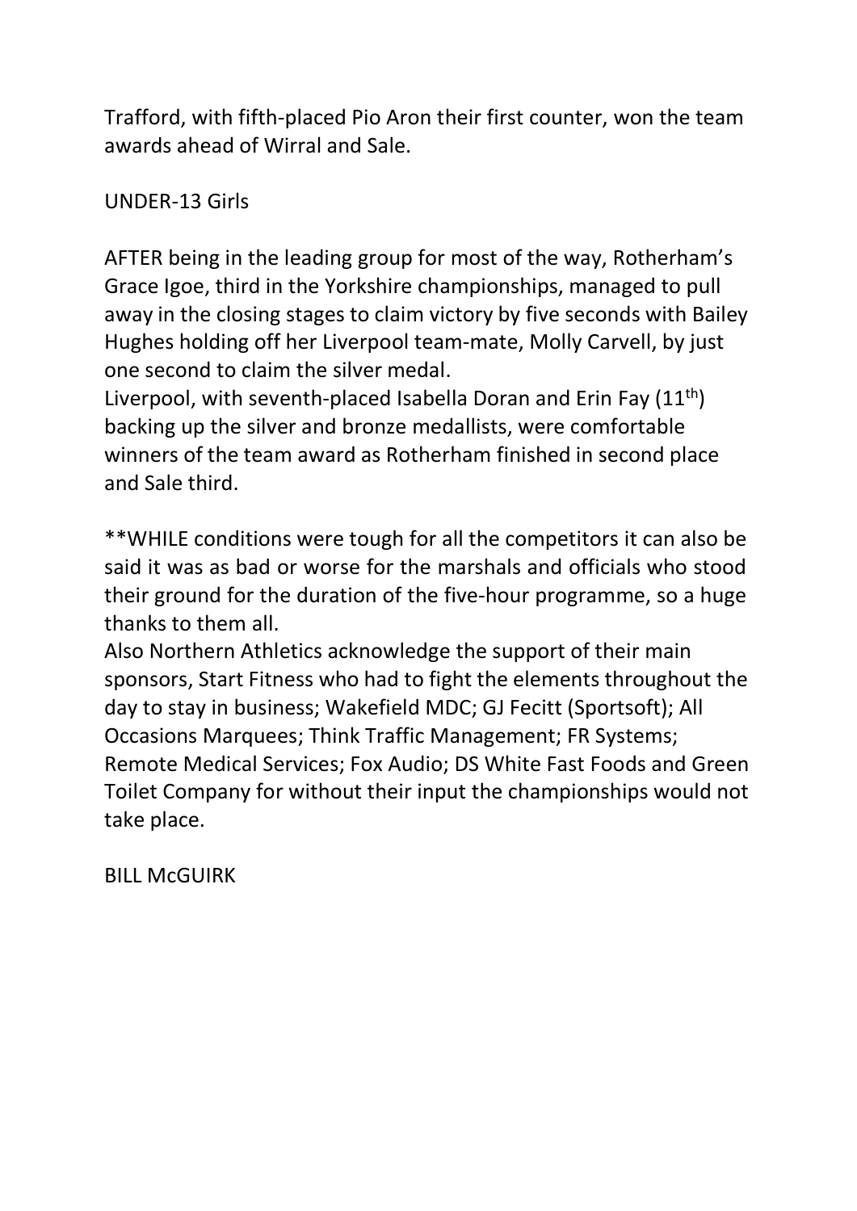Trafford, with fifth-placed Pio Aron their first counter, won the team awards ahead of Wirral and Sale.

## UNDER-13 Girls

AFTER being in the leading group for most of the way, Rotherham's Grace Igoe, third in the Yorkshire championships, managed to pull away in the closing stages to claim victory by five seconds with Bailey Hughes holding off her Liverpool team-mate, Molly Carvell, by just one second to claim the silver medal.
Liverpool, with seventh-placed Isabella Doran and Erin Fay (11th) backing up the silver and bronze medallists, were comfortable winners of the team award as Rotherham finished in second place and Sale third.

**WHILE conditions were tough for all the competitors it can also be said it was as bad or worse for the marshals and officials who stood their ground for the duration of the five-hour programme, so a huge thanks to them all.
Also Northern Athletics acknowledge the support of their main sponsors, Start Fitness who had to fight the elements throughout the day to stay in business; Wakefield MDC; GJ Fecitt (Sportsoft); All Occasions Marquees; Think Traffic Management; FR Systems; Remote Medical Services; Fox Audio; DS White Fast Foods and Green Toilet Company for without their input the championships would not take place.

BILL McGUIRK